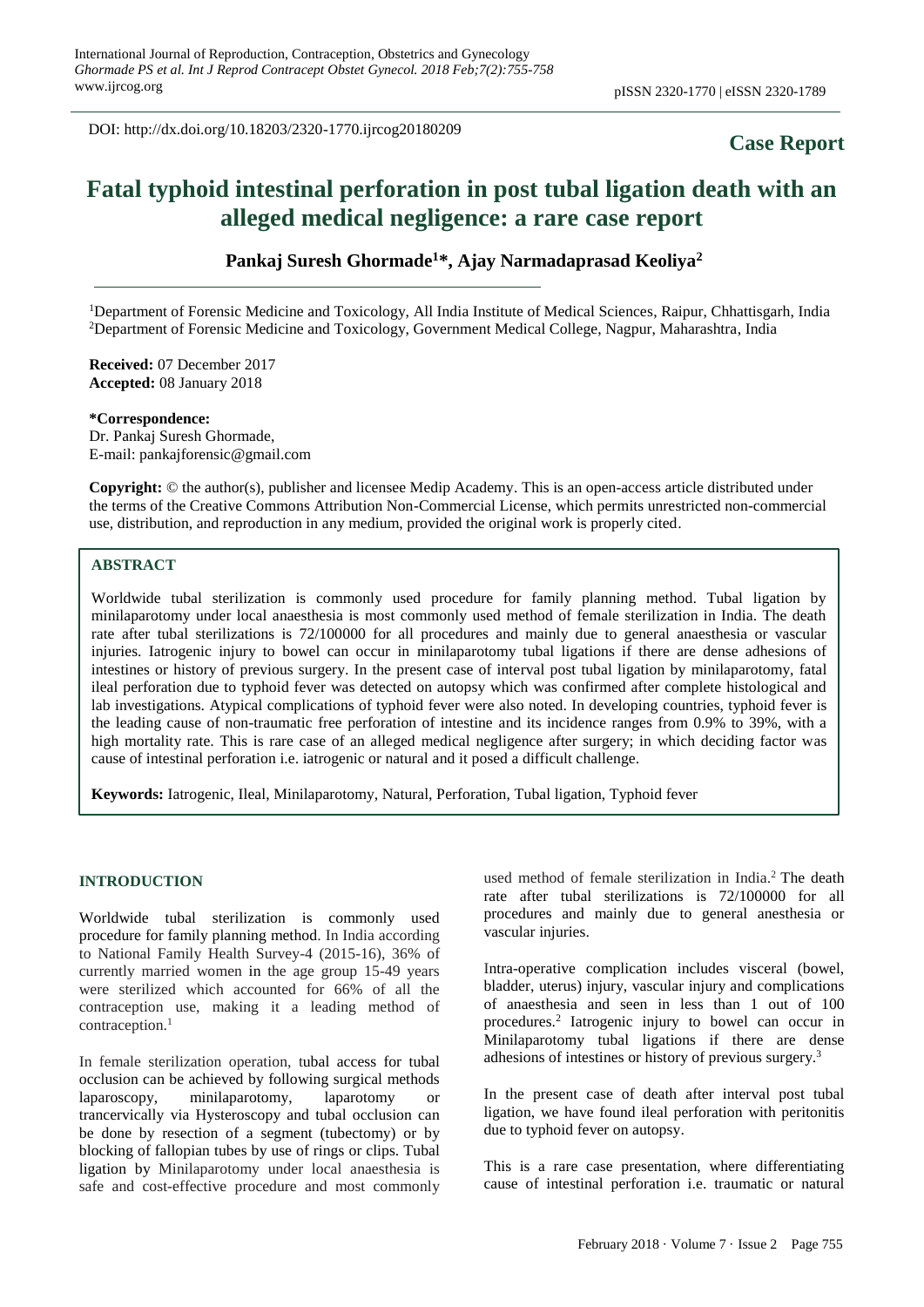DOI: http://dx.doi.org/10.18203/2320-1770.ijrcog20180209

**Case Report**

# Fatal typhoid intestinal perforation in post tubal ligation death with an alleged medical negligence: a rare case report

**Pankaj Suresh Ghormade[1]*, Ajay Narmadaprasad Keoliya[2]**

[1]Department of Forensic Medicine and Toxicology, All India Institute of Medical Sciences, Raipur, Chhattisgarh, India
[2]Department of Forensic Medicine and Toxicology, Government Medical College, Nagpur, Maharashtra, India

**Received:** 07 December 2017
**Accepted:** 08 January 2018

**\*Correspondence:**
Dr. Pankaj Suresh Ghormade,
E-mail: pankajforensic@gmail.com

**Copyright:** © the author(s), publisher and licensee Medip Academy. This is an open-access article distributed under the terms of the Creative Commons Attribution Non-Commercial License, which permits unrestricted non-commercial use, distribution, and reproduction in any medium, provided the original work is properly cited.

## ABSTRACT

Worldwide tubal sterilization is commonly used procedure for family planning method. Tubal ligation by minilaparotomy under local anaesthesia is most commonly used method of female sterilization in India. The death rate after tubal sterilizations is 72/100000 for all procedures and mainly due to general anaesthesia or vascular injuries. Iatrogenic injury to bowel can occur in minilaparotomy tubal ligations if there are dense adhesions of intestines or history of previous surgery. In the present case of interval post tubal ligation by minilaparotomy, fatal ileal perforation due to typhoid fever was detected on autopsy which was confirmed after complete histological and lab investigations. Atypical complications of typhoid fever were also noted. In developing countries, typhoid fever is the leading cause of non-traumatic free perforation of intestine and its incidence ranges from 0.9% to 39%, with a high mortality rate. This is rare case of an alleged medical negligence after surgery; in which deciding factor was cause of intestinal perforation i.e. iatrogenic or natural and it posed a difficult challenge.

**Keywords:** Iatrogenic, Ileal, Minilaparotomy, Natural, Perforation, Tubal ligation, Typhoid fever

## INTRODUCTION

Worldwide tubal sterilization is commonly used procedure for family planning method. In India according to National Family Health Survey-4 (2015-16), 36% of currently married women in the age group 15-49 years were sterilized which accounted for 66% of all the contraception use, making it a leading method of contraception.[1]

In female sterilization operation, tubal access for tubal occlusion can be achieved by following surgical methods laparoscopy, minilaparotomy, laparotomy or trancervically via Hysteroscopy and tubal occlusion can be done by resection of a segment (tubectomy) or by blocking of fallopian tubes by use of rings or clips. Tubal ligation by Minilaparotomy under local anaesthesia is safe and cost-effective procedure and most commonly used method of female sterilization in India.[2] The death rate after tubal sterilizations is 72/100000 for all procedures and mainly due to general anesthesia or vascular injuries.

Intra-operative complication includes visceral (bowel, bladder, uterus) injury, vascular injury and complications of anaesthesia and seen in less than 1 out of 100 procedures.[2] Iatrogenic injury to bowel can occur in Minilaparotomy tubal ligations if there are dense adhesions of intestines or history of previous surgery.[3]

In the present case of death after interval post tubal ligation, we have found ileal perforation with peritonitis due to typhoid fever on autopsy.

This is a rare case presentation, where differentiating cause of intestinal perforation i.e. traumatic or natural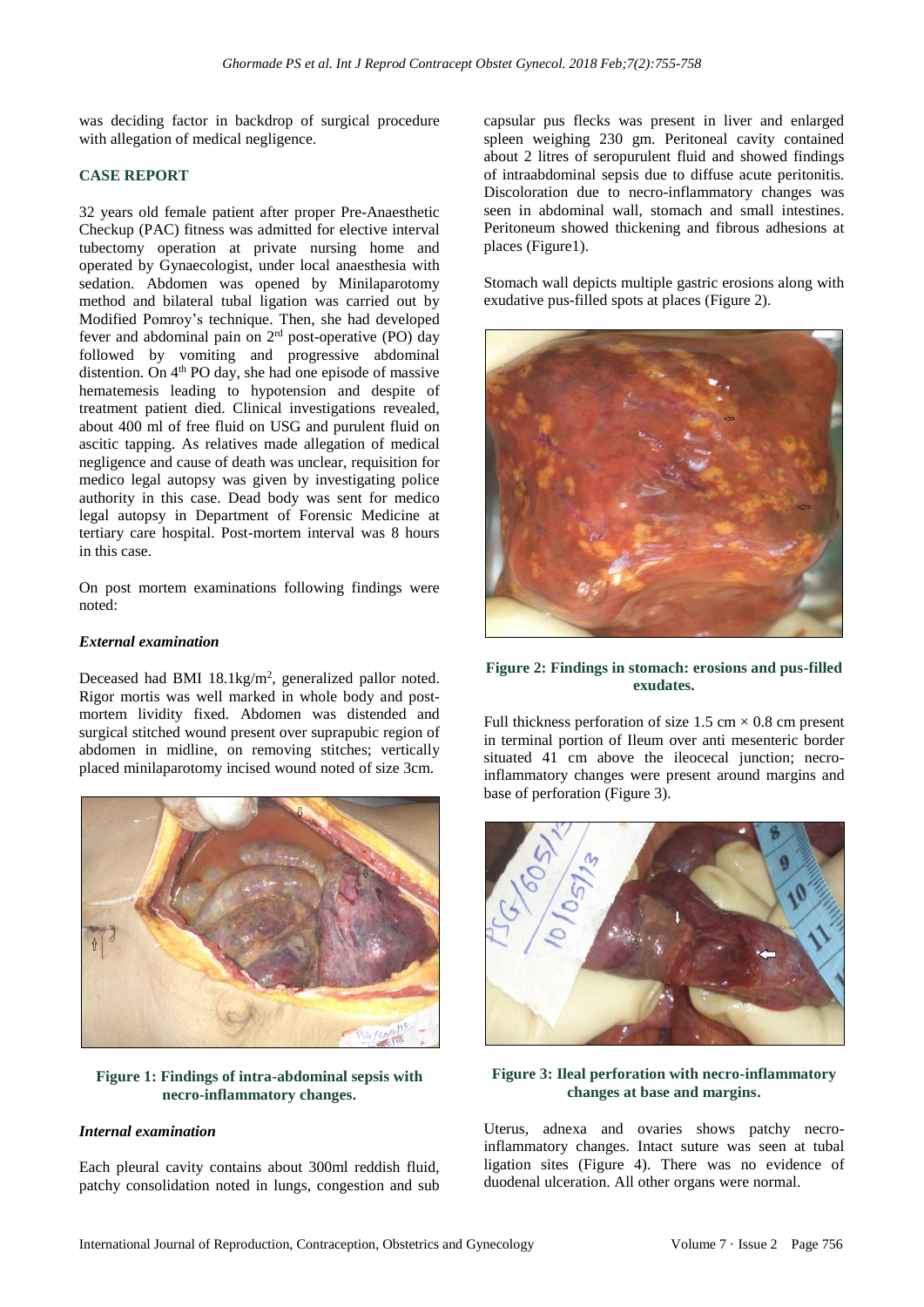was deciding factor in backdrop of surgical procedure with allegation of medical negligence.

## CASE REPORT

32 years old female patient after proper Pre-Anaesthetic Checkup (PAC) fitness was admitted for elective interval tubectomy operation at private nursing home and operated by Gynaecologist, under local anaesthesia with sedation. Abdomen was opened by Minilaparotomy method and bilateral tubal ligation was carried out by Modified Pomroy's technique. Then, she had developed fever and abdominal pain on 2[nd] post-operative (PO) day followed by vomiting and progressive abdominal distention. On 4[th] PO day, she had one episode of massive hematemesis leading to hypotension and despite of treatment patient died. Clinical investigations revealed, about 400 ml of free fluid on USG and purulent fluid on ascitic tapping. As relatives made allegation of medical negligence and cause of death was unclear, requisition for medico legal autopsy was given by investigating police authority in this case. Dead body was sent for medico legal autopsy in Department of Forensic Medicine at tertiary care hospital. Post-mortem interval was 8 hours in this case.

On post mortem examinations following findings were noted:

### *External examination*

Deceased had BMI 18.1kg/m$^2$, generalized pallor noted. Rigor mortis was well marked in whole body and post-mortem lividity fixed. Abdomen was distended and surgical stitched wound present over suprapubic region of abdomen in midline, on removing stitches; vertically placed minilaparotomy incised wound noted of size 3cm.

**Figure 1: Findings of intra-abdominal sepsis with necro-inflammatory changes.**

### *Internal examination*

Each pleural cavity contains about 300ml reddish fluid, patchy consolidation noted in lungs, congestion and sub capsular pus flecks was present in liver and enlarged spleen weighing 230 gm. Peritoneal cavity contained about 2 litres of seropurulent fluid and showed findings of intraabdominal sepsis due to diffuse acute peritonitis. Discoloration due to necro-inflammatory changes was seen in abdominal wall, stomach and small intestines. Peritoneum showed thickening and fibrous adhesions at places (Figure1).

Stomach wall depicts multiple gastric erosions along with exudative pus-filled spots at places (Figure 2).

**Figure 2: Findings in stomach: erosions and pus-filled exudates.**

Full thickness perforation of size 1.5 cm × 0.8 cm present in terminal portion of Ileum over anti mesenteric border situated 41 cm above the ileocecal junction; necro-inflammatory changes were present around margins and base of perforation (Figure 3).

**Figure 3: Ileal perforation with necro-inflammatory changes at base and margins.**

Uterus, adnexa and ovaries shows patchy necro-inflammatory changes. Intact suture was seen at tubal ligation sites (Figure 4). There was no evidence of duodenal ulceration. All other organs were normal.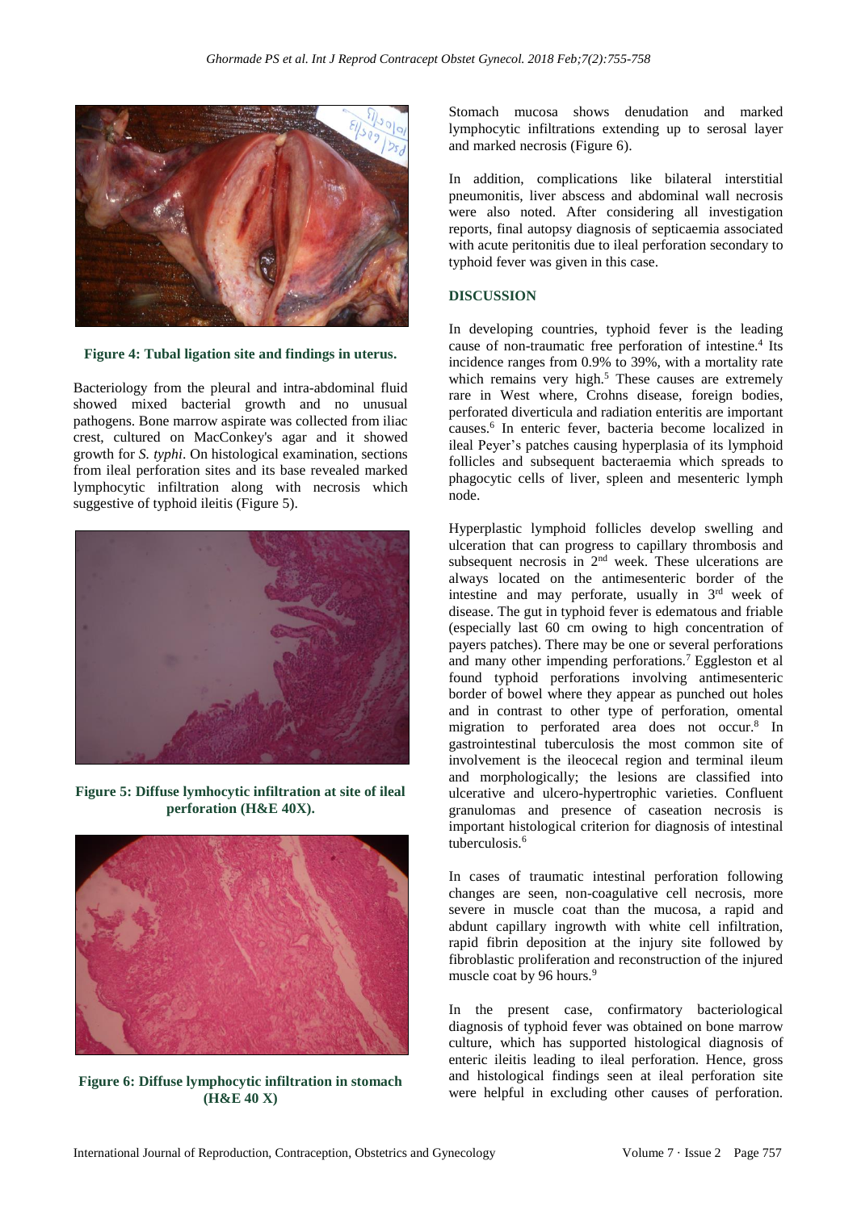Figure 4: Tubal ligation site and findings in uterus.

Bacteriology from the pleural and intra-abdominal fluid showed mixed bacterial growth and no unusual pathogens. Bone marrow aspirate was collected from iliac crest, cultured on MacConkey's agar and it showed growth for *S. typhi*. On histological examination, sections from ileal perforation sites and its base revealed marked lymphocytic infiltration along with necrosis which suggestive of typhoid ileitis (Figure 5).

Figure 5: Diffuse lymhocytic infiltration at site of ileal perforation (H&E 40X).

Figure 6: Diffuse lymphocytic infiltration in stomach (H&E 40 X)

Stomach mucosa shows denudation and marked lymphocytic infiltrations extending up to serosal layer and marked necrosis (Figure 6).

In addition, complications like bilateral interstitial pneumonitis, liver abscess and abdominal wall necrosis were also noted. After considering all investigation reports, final autopsy diagnosis of septicaemia associated with acute peritonitis due to ileal perforation secondary to typhoid fever was given in this case.

## DISCUSSION

In developing countries, typhoid fever is the leading cause of non-traumatic free perforation of intestine.[4] Its incidence ranges from 0.9% to 39%, with a mortality rate which remains very high.[5] These causes are extremely rare in West where, Crohns disease, foreign bodies, perforated diverticula and radiation enteritis are important causes.[6] In enteric fever, bacteria become localized in ileal Peyer's patches causing hyperplasia of its lymphoid follicles and subsequent bacteraemia which spreads to phagocytic cells of liver, spleen and mesenteric lymph node.

Hyperplastic lymphoid follicles develop swelling and ulceration that can progress to capillary thrombosis and subsequent necrosis in 2nd week. These ulcerations are always located on the antimesenteric border of the intestine and may perforate, usually in 3rd week of disease. The gut in typhoid fever is edematous and friable (especially last 60 cm owing to high concentration of payers patches). There may be one or several perforations and many other impending perforations.[7] Eggleston et al found typhoid perforations involving antimesenteric border of bowel where they appear as punched out holes and in contrast to other type of perforation, omental migration to perforated area does not occur.[8] In gastrointestinal tuberculosis the most common site of involvement is the ileocecal region and terminal ileum and morphologically; the lesions are classified into ulcerative and ulcero-hypertrophic varieties. Confluent granulomas and presence of caseation necrosis is important histological criterion for diagnosis of intestinal tuberculosis.[6]

In cases of traumatic intestinal perforation following changes are seen, non-coagulative cell necrosis, more severe in muscle coat than the mucosa, a rapid and abdunt capillary ingrowth with white cell infiltration, rapid fibrin deposition at the injury site followed by fibroblastic proliferation and reconstruction of the injured muscle coat by 96 hours.[9]

In the present case, confirmatory bacteriological diagnosis of typhoid fever was obtained on bone marrow culture, which has supported histological diagnosis of enteric ileitis leading to ileal perforation. Hence, gross and histological findings seen at ileal perforation site were helpful in excluding other causes of perforation.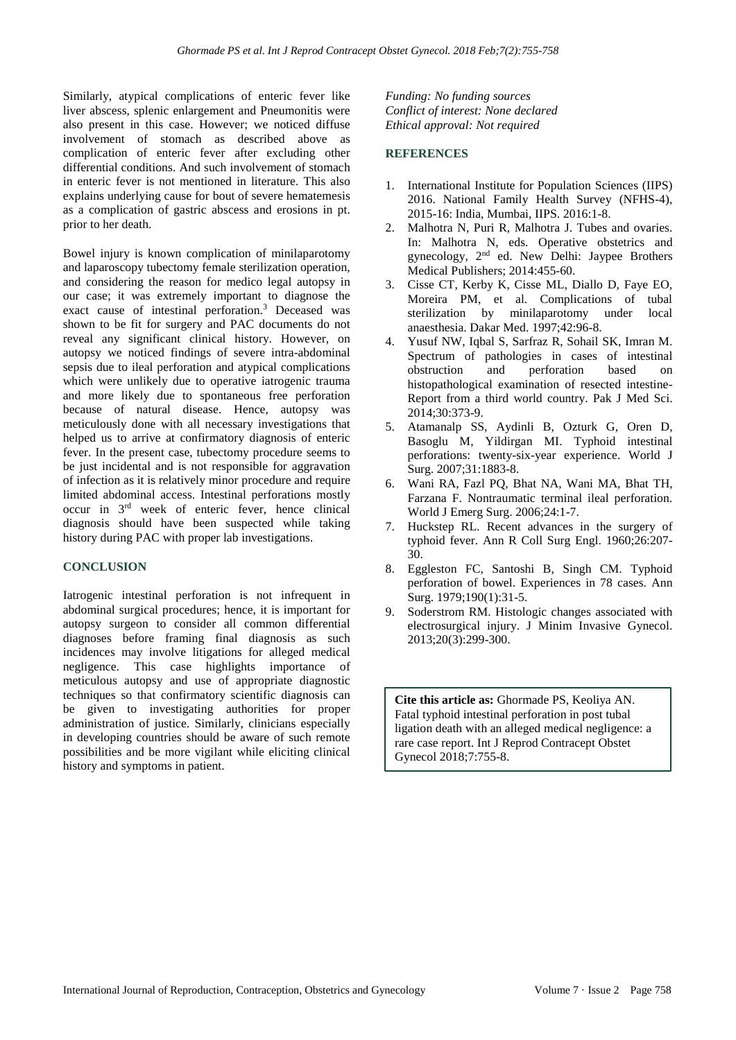Similarly, atypical complications of enteric fever like liver abscess, splenic enlargement and Pneumonitis were also present in this case. However; we noticed diffuse involvement of stomach as described above as complication of enteric fever after excluding other differential conditions. And such involvement of stomach in enteric fever is not mentioned in literature. This also explains underlying cause for bout of severe hematemesis as a complication of gastric abscess and erosions in pt. prior to her death.

Bowel injury is known complication of minilaparotomy and laparoscopy tubectomy female sterilization operation, and considering the reason for medico legal autopsy in our case; it was extremely important to diagnose the exact cause of intestinal perforation.[3] Deceased was shown to be fit for surgery and PAC documents do not reveal any significant clinical history. However, on autopsy we noticed findings of severe intra-abdominal sepsis due to ileal perforation and atypical complications which were unlikely due to operative iatrogenic trauma and more likely due to spontaneous free perforation because of natural disease. Hence, autopsy was meticulously done with all necessary investigations that helped us to arrive at confirmatory diagnosis of enteric fever. In the present case, tubectomy procedure seems to be just incidental and is not responsible for aggravation of infection as it is relatively minor procedure and require limited abdominal access. Intestinal perforations mostly occur in 3rd week of enteric fever, hence clinical diagnosis should have been suspected while taking history during PAC with proper lab investigations.

## CONCLUSION

Iatrogenic intestinal perforation is not infrequent in abdominal surgical procedures; hence, it is important for autopsy surgeon to consider all common differential diagnoses before framing final diagnosis as such incidences may involve litigations for alleged medical negligence. This case highlights importance of meticulous autopsy and use of appropriate diagnostic techniques so that confirmatory scientific diagnosis can be given to investigating authorities for proper administration of justice. Similarly, clinicians especially in developing countries should be aware of such remote possibilities and be more vigilant while eliciting clinical history and symptoms in patient.

*Funding: No funding sources*
*Conflict of interest: None declared*
*Ethical approval: Not required*

## REFERENCES

1. International Institute for Population Sciences (IIPS) 2016. National Family Health Survey (NFHS-4), 2015-16: India, Mumbai, IIPS. 2016:1-8.
2. Malhotra N, Puri R, Malhotra J. Tubes and ovaries. In: Malhotra N, eds. Operative obstetrics and gynecology, 2nd ed. New Delhi: Jaypee Brothers Medical Publishers; 2014:455-60.
3. Cisse CT, Kerby K, Cisse ML, Diallo D, Faye EO, Moreira PM, et al. Complications of tubal sterilization by minilaparotomy under local anaesthesia. Dakar Med. 1997;42:96-8.
4. Yusuf NW, Iqbal S, Sarfraz R, Sohail SK, Imran M. Spectrum of pathologies in cases of intestinal obstruction and perforation based on histopathological examination of resected intestine-Report from a third world country. Pak J Med Sci. 2014;30:373-9.
5. Atamanalp SS, Aydinli B, Ozturk G, Oren D, Basoglu M, Yildirgan MI. Typhoid intestinal perforations: twenty-six-year experience. World J Surg. 2007;31:1883-8.
6. Wani RA, Fazl PQ, Bhat NA, Wani MA, Bhat TH, Farzana F. Nontraumatic terminal ileal perforation. World J Emerg Surg. 2006;24:1-7.
7. Huckstep RL. Recent advances in the surgery of typhoid fever. Ann R Coll Surg Engl. 1960;26:207-30.
8. Eggleston FC, Santoshi B, Singh CM. Typhoid perforation of bowel. Experiences in 78 cases. Ann Surg. 1979;190(1):31-5.
9. Soderstrom RM. Histologic changes associated with electrosurgical injury. J Minim Invasive Gynecol. 2013;20(3):299-300.

**Cite this article as:** Ghormade PS, Keoliya AN. Fatal typhoid intestinal perforation in post tubal ligation death with an alleged medical negligence: a rare case report. Int J Reprod Contracept Obstet Gynecol 2018;7:755-8.